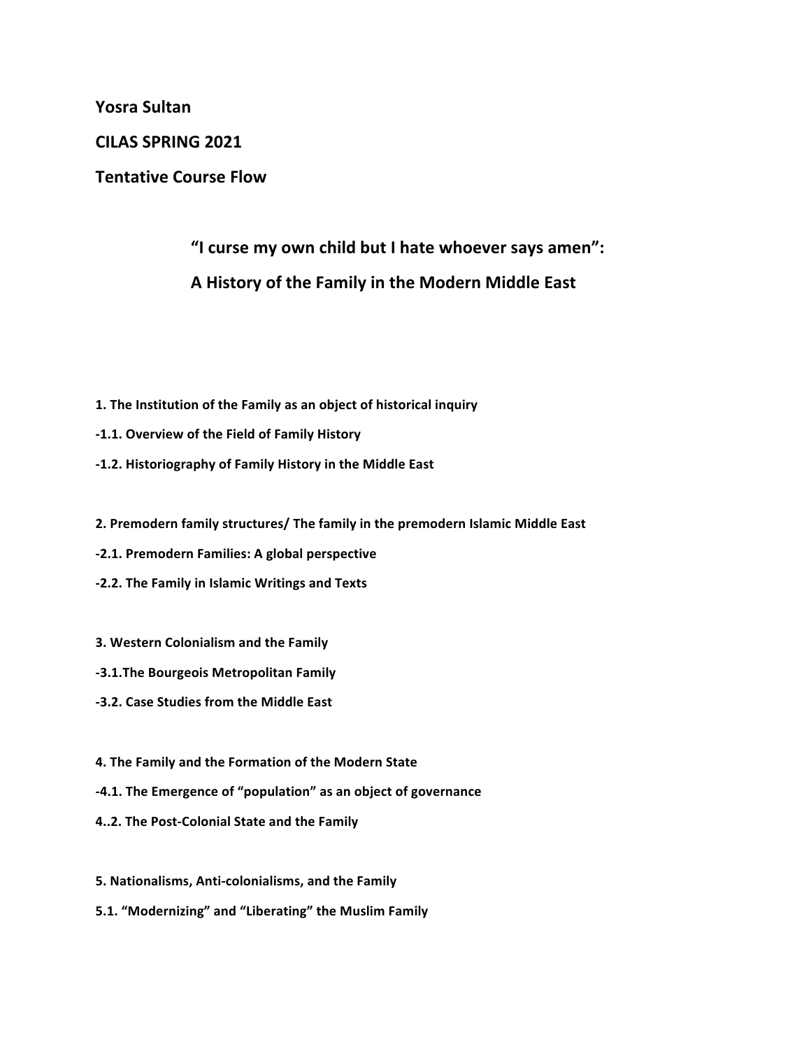**Yosra Sultan**

**CILAS SPRING 2021**

**Tentative Course Flow**

# "I curse my own child but I hate whoever says amen": A History of the Family in the Modern Middle East

**1. The Institution of the Family as an object of historical inquiry**

**-1.1. Overview of the Field of Family History**

**-1.2. Historiography of Family History in the Middle East**

**2. Premodern family structures/ The family in the premodern Islamic Middle East**

**-2.1. Premodern Families: A global perspective**

**-2.2. The Family in Islamic Writings and Texts**

**3. Western Colonialism and the Family**

**-3.1.The Bourgeois Metropolitan Family**

**-3.2. Case Studies from the Middle East**

**4. The Family and the Formation of the Modern State**

**-4.1. The Emergence of "population" as an object of governance**

**4..2. The Post-Colonial State and the Family**

**5. Nationalisms, Anti-colonialisms, and the Family**

**5.1. "Modernizing" and "Liberating" the Muslim Family**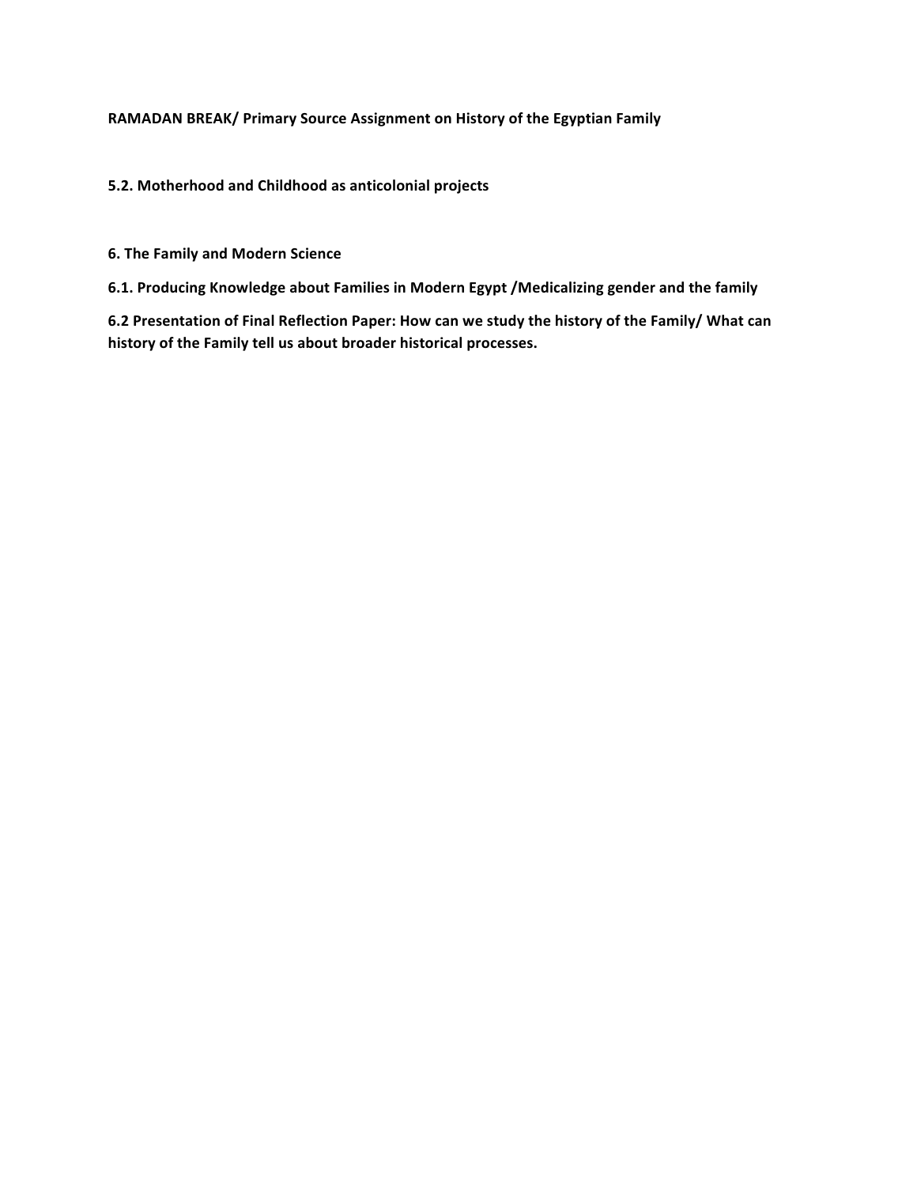**RAMADAN BREAK/ Primary Source Assignment on History of the Egyptian Family**

**5.2. Motherhood and Childhood as anticolonial projects**

**6. The Family and Modern Science**

**6.1. Producing Knowledge about Families in Modern Egypt /Medicalizing gender and the family**

**6.2 Presentation of Final Reflection Paper: How can we study the history of the Family/ What can history of the Family tell us about broader historical processes.**